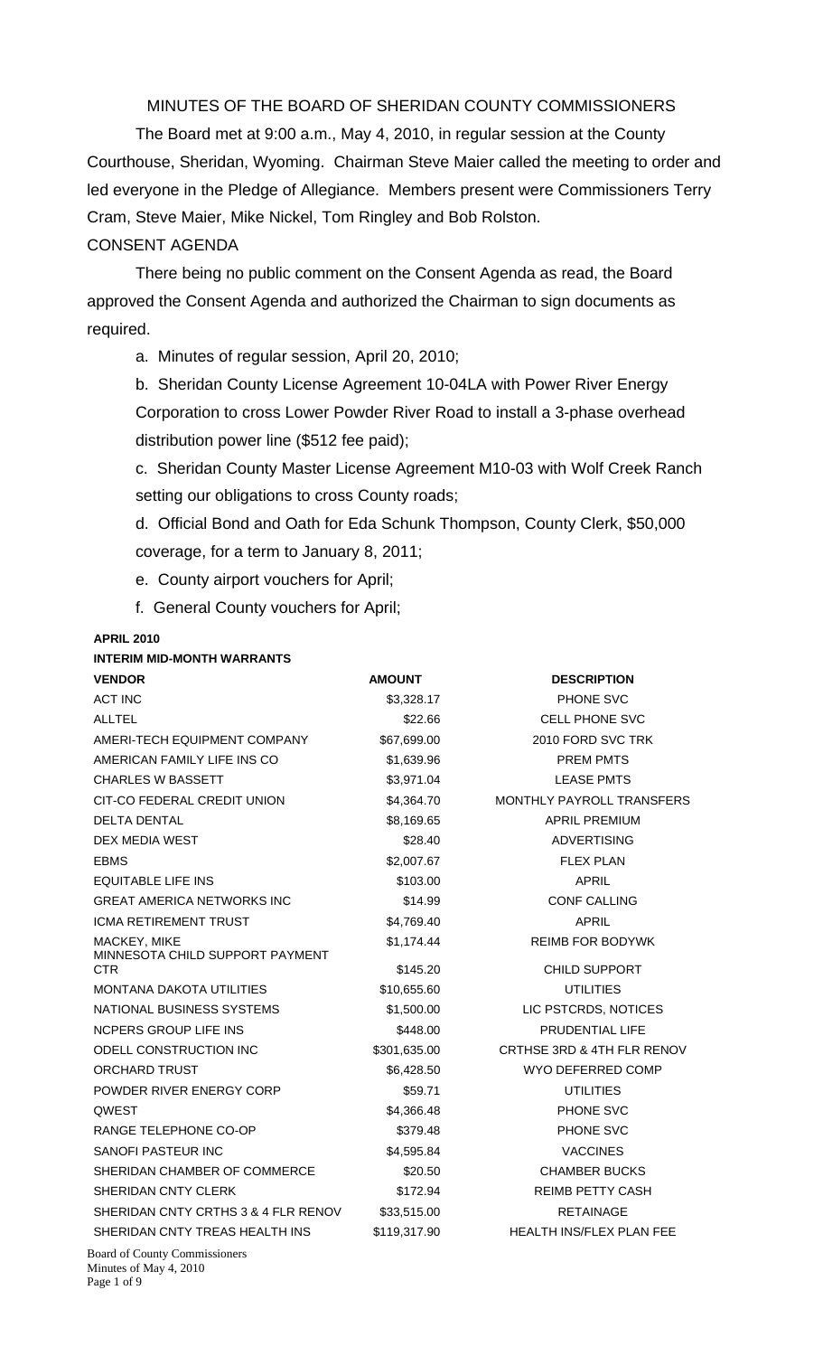# MINUTES OF THE BOARD OF SHERIDAN COUNTY COMMISSIONERS

The Board met at 9:00 a.m., May 4, 2010, in regular session at the County Courthouse, Sheridan, Wyoming. Chairman Steve Maier called the meeting to order and led everyone in the Pledge of Allegiance. Members present were Commissioners Terry Cram, Steve Maier, Mike Nickel, Tom Ringley and Bob Rolston.

## CONSENT AGENDA

There being no public comment on the Consent Agenda as read, the Board approved the Consent Agenda and authorized the Chairman to sign documents as required.

a. Minutes of regular session, April 20, 2010;

b. Sheridan County License Agreement 10-04LA with Power River Energy Corporation to cross Lower Powder River Road to install a 3-phase overhead distribution power line ($512 fee paid);

c. Sheridan County Master License Agreement M10-03 with Wolf Creek Ranch setting our obligations to cross County roads;

d. Official Bond and Oath for Eda Schunk Thompson, County Clerk, $50,000 coverage, for a term to January 8, 2011;

e. County airport vouchers for April;

f. General County vouchers for April;

**APRIL 2010**

**INTERIM MID-MONTH WARRANTS**

| VENDOR | AMOUNT | DESCRIPTION |
|---|---|---|
| ACT INC | $3,328.17 | PHONE SVC |
| ALLTEL | $22.66 | CELL PHONE SVC |
| AMERI-TECH EQUIPMENT COMPANY | $67,699.00 | 2010 FORD SVC TRK |
| AMERICAN FAMILY LIFE INS CO | $1,639.96 | PREM PMTS |
| CHARLES W BASSETT | $3,971.04 | LEASE PMTS |
| CIT-CO FEDERAL CREDIT UNION | $4,364.70 | MONTHLY PAYROLL TRANSFERS |
| DELTA DENTAL | $8,169.65 | APRIL PREMIUM |
| DEX MEDIA WEST | $28.40 | ADVERTISING |
| EBMS | $2,007.67 | FLEX PLAN |
| EQUITABLE LIFE INS | $103.00 | APRIL |
| GREAT AMERICA NETWORKS INC | $14.99 | CONF CALLING |
| ICMA RETIREMENT TRUST | $4,769.40 | APRIL |
| MACKEY, MIKE | $1,174.44 | REIMB FOR BODYWK |
| MINNESOTA CHILD SUPPORT PAYMENT CTR | $145.20 | CHILD SUPPORT |
| MONTANA DAKOTA UTILITIES | $10,655.60 | UTILITIES |
| NATIONAL BUSINESS SYSTEMS | $1,500.00 | LIC PSTCRDS, NOTICES |
| NCPERS GROUP LIFE INS | $448.00 | PRUDENTIAL LIFE |
| ODELL CONSTRUCTION INC | $301,635.00 | CRTHSE 3RD & 4TH FLR RENOV |
| ORCHARD TRUST | $6,428.50 | WYO DEFERRED COMP |
| POWDER RIVER ENERGY CORP | $59.71 | UTILITIES |
| QWEST | $4,366.48 | PHONE SVC |
| RANGE TELEPHONE CO-OP | $379.48 | PHONE SVC |
| SANOFI PASTEUR INC | $4,595.84 | VACCINES |
| SHERIDAN CHAMBER OF COMMERCE | $20.50 | CHAMBER BUCKS |
| SHERIDAN CNTY CLERK | $172.94 | REIMB PETTY CASH |
| SHERIDAN CNTY CRTHS 3 & 4 FLR RENOV | $33,515.00 | RETAINAGE |
| SHERIDAN CNTY TREAS HEALTH INS | $119,317.90 | HEALTH INS/FLEX PLAN FEE |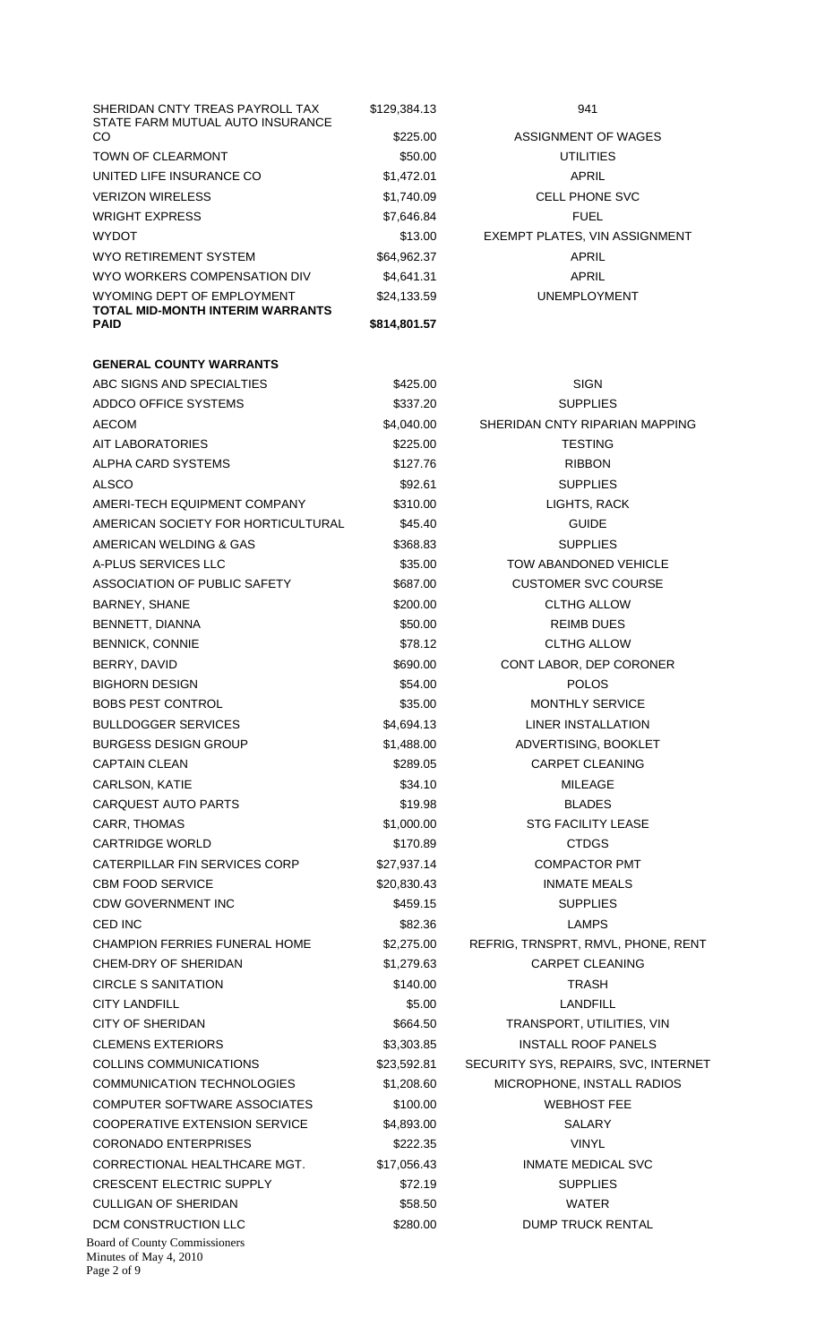| | | |
|---|---|---|
| SHERIDAN CNTY TREAS PAYROLL TAX | $129,384.13 | 941 |
| STATE FARM MUTUAL AUTO INSURANCE CO | $225.00 | ASSIGNMENT OF WAGES |
| TOWN OF CLEARMONT | $50.00 | UTILITIES |
| UNITED LIFE INSURANCE CO | $1,472.01 | APRIL |
| VERIZON WIRELESS | $1,740.09 | CELL PHONE SVC |
| WRIGHT EXPRESS | $7,646.84 | FUEL |
| WYDOT | $13.00 | EXEMPT PLATES, VIN ASSIGNMENT |
| WYO RETIREMENT SYSTEM | $64,962.37 | APRIL |
| WYO WORKERS COMPENSATION DIV | $4,641.31 | APRIL |
| WYOMING DEPT OF EMPLOYMENT | $24,133.59 | UNEMPLOYMENT |
| **TOTAL MID-MONTH INTERIM WARRANTS PAID** | **$814,801.57** | |

**GENERAL COUNTY WARRANTS**

| | | |
|---|---|---|
| ABC SIGNS AND SPECIALTIES | $425.00 | SIGN |
| ADDCO OFFICE SYSTEMS | $337.20 | SUPPLIES |
| AECOM | $4,040.00 | SHERIDAN CNTY RIPARIAN MAPPING |
| AIT LABORATORIES | $225.00 | TESTING |
| ALPHA CARD SYSTEMS | $127.76 | RIBBON |
| ALSCO | $92.61 | SUPPLIES |
| AMERI-TECH EQUIPMENT COMPANY | $310.00 | LIGHTS, RACK |
| AMERICAN SOCIETY FOR HORTICULTURAL | $45.40 | GUIDE |
| AMERICAN WELDING & GAS | $368.83 | SUPPLIES |
| A-PLUS SERVICES LLC | $35.00 | TOW ABANDONED VEHICLE |
| ASSOCIATION OF PUBLIC SAFETY | $687.00 | CUSTOMER SVC COURSE |
| BARNEY, SHANE | $200.00 | CLTHG ALLOW |
| BENNETT, DIANNA | $50.00 | REIMB DUES |
| BENNICK, CONNIE | $78.12 | CLTHG ALLOW |
| BERRY, DAVID | $690.00 | CONT LABOR, DEP CORONER |
| BIGHORN DESIGN | $54.00 | POLOS |
| BOBS PEST CONTROL | $35.00 | MONTHLY SERVICE |
| BULLDOGGER SERVICES | $4,694.13 | LINER INSTALLATION |
| BURGESS DESIGN GROUP | $1,488.00 | ADVERTISING, BOOKLET |
| CAPTAIN CLEAN | $289.05 | CARPET CLEANING |
| CARLSON, KATIE | $34.10 | MILEAGE |
| CARQUEST AUTO PARTS | $19.98 | BLADES |
| CARR, THOMAS | $1,000.00 | STG FACILITY LEASE |
| CARTRIDGE WORLD | $170.89 | CTDGS |
| CATERPILLAR FIN SERVICES CORP | $27,937.14 | COMPACTOR PMT |
| CBM FOOD SERVICE | $20,830.43 | INMATE MEALS |
| CDW GOVERNMENT INC | $459.15 | SUPPLIES |
| CED INC | $82.36 | LAMPS |
| CHAMPION FERRIES FUNERAL HOME | $2,275.00 | REFRIG, TRNSPRT, RMVL, PHONE, RENT |
| CHEM-DRY OF SHERIDAN | $1,279.63 | CARPET CLEANING |
| CIRCLE S SANITATION | $140.00 | TRASH |
| CITY LANDFILL | $5.00 | LANDFILL |
| CITY OF SHERIDAN | $664.50 | TRANSPORT, UTILITIES, VIN |
| CLEMENS EXTERIORS | $3,303.85 | INSTALL ROOF PANELS |
| COLLINS COMMUNICATIONS | $23,592.81 | SECURITY SYS, REPAIRS, SVC, INTERNET |
| COMMUNICATION TECHNOLOGIES | $1,208.60 | MICROPHONE, INSTALL RADIOS |
| COMPUTER SOFTWARE ASSOCIATES | $100.00 | WEBHOST FEE |
| COOPERATIVE EXTENSION SERVICE | $4,893.00 | SALARY |
| CORONADO ENTERPRISES | $222.35 | VINYL |
| CORRECTIONAL HEALTHCARE MGT. | $17,056.43 | INMATE MEDICAL SVC |
| CRESCENT ELECTRIC SUPPLY | $72.19 | SUPPLIES |
| CULLIGAN OF SHERIDAN | $58.50 | WATER |
| DCM CONSTRUCTION LLC | $280.00 | DUMP TRUCK RENTAL |

Board of County Commissioners
Minutes of May 4, 2010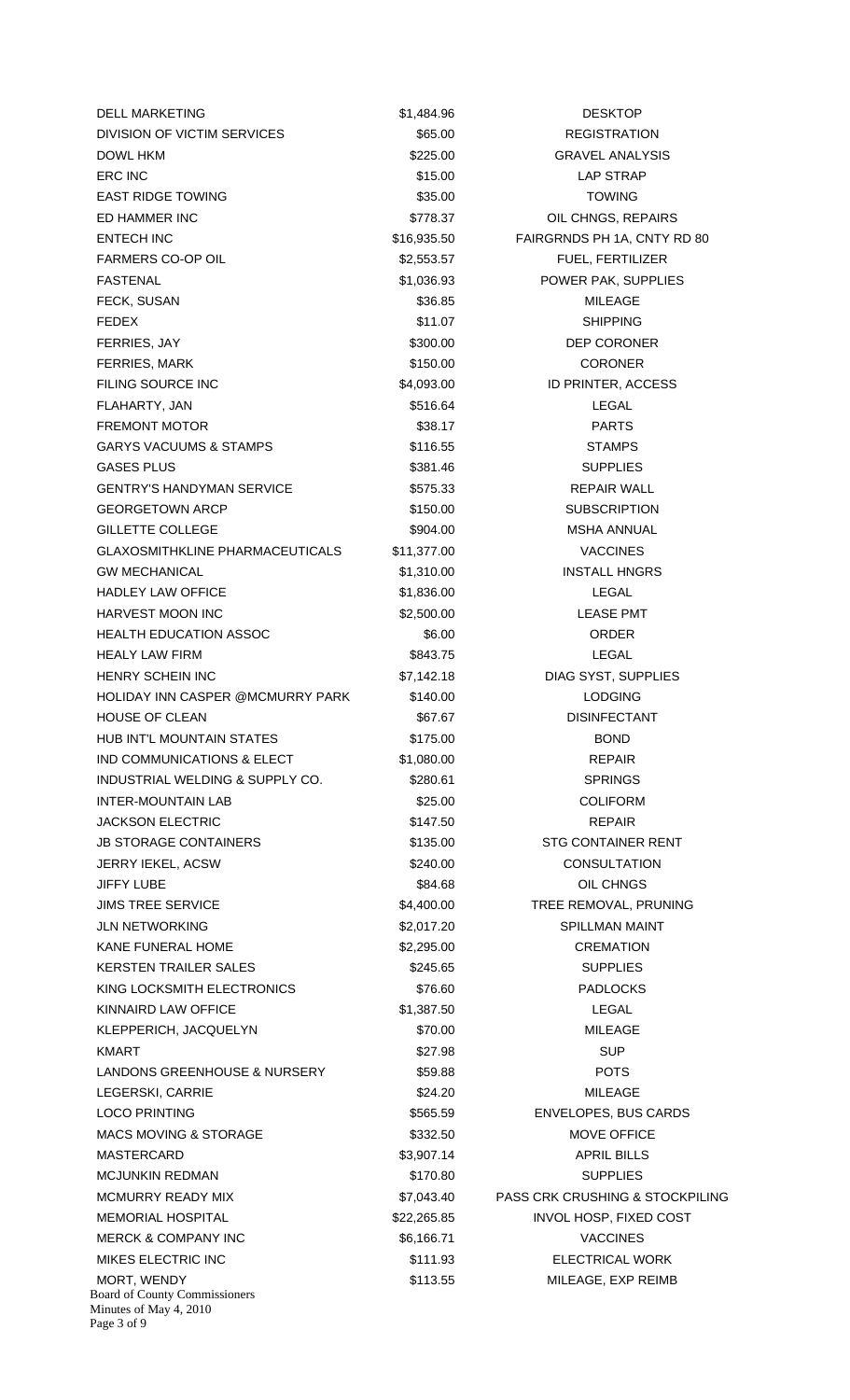| | | |
|---|---|---|
| DELL MARKETING | $1,484.96 | DESKTOP |
| DIVISION OF VICTIM SERVICES | $65.00 | REGISTRATION |
| DOWL HKM | $225.00 | GRAVEL ANALYSIS |
| ERC INC | $15.00 | LAP STRAP |
| EAST RIDGE TOWING | $35.00 | TOWING |
| ED HAMMER INC | $778.37 | OIL CHNGS, REPAIRS |
| ENTECH INC | $16,935.50 | FAIRGRNDS PH 1A, CNTY RD 80 |
| FARMERS CO-OP OIL | $2,553.57 | FUEL, FERTILIZER |
| FASTENAL | $1,036.93 | POWER PAK, SUPPLIES |
| FECK, SUSAN | $36.85 | MILEAGE |
| FEDEX | $11.07 | SHIPPING |
| FERRIES, JAY | $300.00 | DEP CORONER |
| FERRIES, MARK | $150.00 | CORONER |
| FILING SOURCE INC | $4,093.00 | ID PRINTER, ACCESS |
| FLAHARTY, JAN | $516.64 | LEGAL |
| FREMONT MOTOR | $38.17 | PARTS |
| GARYS VACUUMS & STAMPS | $116.55 | STAMPS |
| GASES PLUS | $381.46 | SUPPLIES |
| GENTRY'S HANDYMAN SERVICE | $575.33 | REPAIR WALL |
| GEORGETOWN ARCP | $150.00 | SUBSCRIPTION |
| GILLETTE COLLEGE | $904.00 | MSHA ANNUAL |
| GLAXOSMITHKLINE PHARMACEUTICALS | $11,377.00 | VACCINES |
| GW MECHANICAL | $1,310.00 | INSTALL HNGRS |
| HADLEY LAW OFFICE | $1,836.00 | LEGAL |
| HARVEST MOON INC | $2,500.00 | LEASE PMT |
| HEALTH EDUCATION ASSOC | $6.00 | ORDER |
| HEALY LAW FIRM | $843.75 | LEGAL |
| HENRY SCHEIN INC | $7,142.18 | DIAG SYST, SUPPLIES |
| HOLIDAY INN CASPER @MCMURRY PARK | $140.00 | LODGING |
| HOUSE OF CLEAN | $67.67 | DISINFECTANT |
| HUB INT'L MOUNTAIN STATES | $175.00 | BOND |
| IND COMMUNICATIONS & ELECT | $1,080.00 | REPAIR |
| INDUSTRIAL WELDING & SUPPLY CO. | $280.61 | SPRINGS |
| INTER-MOUNTAIN LAB | $25.00 | COLIFORM |
| JACKSON ELECTRIC | $147.50 | REPAIR |
| JB STORAGE CONTAINERS | $135.00 | STG CONTAINER RENT |
| JERRY IEKEL, ACSW | $240.00 | CONSULTATION |
| JIFFY LUBE | $84.68 | OIL CHNGS |
| JIMS TREE SERVICE | $4,400.00 | TREE REMOVAL, PRUNING |
| JLN NETWORKING | $2,017.20 | SPILLMAN MAINT |
| KANE FUNERAL HOME | $2,295.00 | CREMATION |
| KERSTEN TRAILER SALES | $245.65 | SUPPLIES |
| KING LOCKSMITH ELECTRONICS | $76.60 | PADLOCKS |
| KINNAIRD LAW OFFICE | $1,387.50 | LEGAL |
| KLEPPERICH, JACQUELYN | $70.00 | MILEAGE |
| KMART | $27.98 | SUP |
| LANDONS GREENHOUSE & NURSERY | $59.88 | POTS |
| LEGERSKI, CARRIE | $24.20 | MILEAGE |
| LOCO PRINTING | $565.59 | ENVELOPES, BUS CARDS |
| MACS MOVING & STORAGE | $332.50 | MOVE OFFICE |
| MASTERCARD | $3,907.14 | APRIL BILLS |
| MCJUNKIN REDMAN | $170.80 | SUPPLIES |
| MCMURRY READY MIX | $7,043.40 | PASS CRK CRUSHING & STOCKPILING |
| MEMORIAL HOSPITAL | $22,265.85 | INVOL HOSP, FIXED COST |
| MERCK & COMPANY INC | $6,166.71 | VACCINES |
| MIKES ELECTRIC INC | $111.93 | ELECTRICAL WORK |
| MORT, WENDY | $113.55 | MILEAGE, EXP REIMB |

Board of County Commissioners
Minutes of May 4, 2010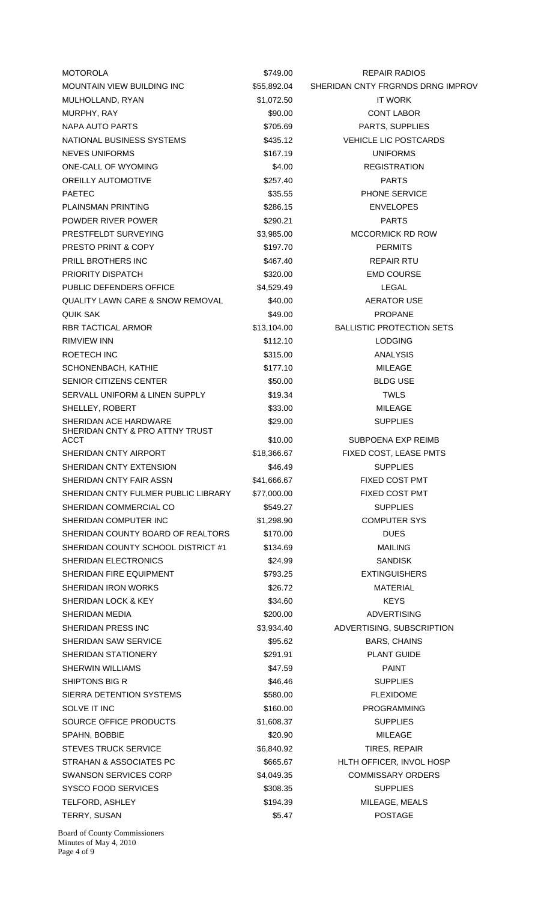| | | |
|---|---|---|
| MOTOROLA | $749.00 | REPAIR RADIOS |
| MOUNTAIN VIEW BUILDING INC | $55,892.04 | SHERIDAN CNTY FRGRNDS DRNG IMPROV |
| MULHOLLAND, RYAN | $1,072.50 | IT WORK |
| MURPHY, RAY | $90.00 | CONT LABOR |
| NAPA AUTO PARTS | $705.69 | PARTS, SUPPLIES |
| NATIONAL BUSINESS SYSTEMS | $435.12 | VEHICLE LIC POSTCARDS |
| NEVES UNIFORMS | $167.19 | UNIFORMS |
| ONE-CALL OF WYOMING | $4.00 | REGISTRATION |
| OREILLY AUTOMOTIVE | $257.40 | PARTS |
| PAETEC | $35.55 | PHONE SERVICE |
| PLAINSMAN PRINTING | $286.15 | ENVELOPES |
| POWDER RIVER POWER | $290.21 | PARTS |
| PRESTFELDT SURVEYING | $3,985.00 | MCCORMICK RD ROW |
| PRESTO PRINT & COPY | $197.70 | PERMITS |
| PRILL BROTHERS INC | $467.40 | REPAIR RTU |
| PRIORITY DISPATCH | $320.00 | EMD COURSE |
| PUBLIC DEFENDERS OFFICE | $4,529.49 | LEGAL |
| QUALITY LAWN CARE & SNOW REMOVAL | $40.00 | AERATOR USE |
| QUIK SAK | $49.00 | PROPANE |
| RBR TACTICAL ARMOR | $13,104.00 | BALLISTIC PROTECTION SETS |
| RIMVIEW INN | $112.10 | LODGING |
| ROETECH INC | $315.00 | ANALYSIS |
| SCHONENBACH, KATHIE | $177.10 | MILEAGE |
| SENIOR CITIZENS CENTER | $50.00 | BLDG USE |
| SERVALL UNIFORM & LINEN SUPPLY | $19.34 | TWLS |
| SHELLEY, ROBERT | $33.00 | MILEAGE |
| SHERIDAN ACE HARDWARE | $29.00 | SUPPLIES |
| SHERIDAN CNTY & PRO ATTNY TRUST ACCT | $10.00 | SUBPOENA EXP REIMB |
| SHERIDAN CNTY AIRPORT | $18,366.67 | FIXED COST, LEASE PMTS |
| SHERIDAN CNTY EXTENSION | $46.49 | SUPPLIES |
| SHERIDAN CNTY FAIR ASSN | $41,666.67 | FIXED COST PMT |
| SHERIDAN CNTY FULMER PUBLIC LIBRARY | $77,000.00 | FIXED COST PMT |
| SHERIDAN COMMERCIAL CO | $549.27 | SUPPLIES |
| SHERIDAN COMPUTER INC | $1,298.90 | COMPUTER SYS |
| SHERIDAN COUNTY BOARD OF REALTORS | $170.00 | DUES |
| SHERIDAN COUNTY SCHOOL DISTRICT #1 | $134.69 | MAILING |
| SHERIDAN ELECTRONICS | $24.99 | SANDISK |
| SHERIDAN FIRE EQUIPMENT | $793.25 | EXTINGUISHERS |
| SHERIDAN IRON WORKS | $26.72 | MATERIAL |
| SHERIDAN LOCK & KEY | $34.60 | KEYS |
| SHERIDAN MEDIA | $200.00 | ADVERTISING |
| SHERIDAN PRESS INC | $3,934.40 | ADVERTISING, SUBSCRIPTION |
| SHERIDAN SAW SERVICE | $95.62 | BARS, CHAINS |
| SHERIDAN STATIONERY | $291.91 | PLANT GUIDE |
| SHERWIN WILLIAMS | $47.59 | PAINT |
| SHIPTONS BIG R | $46.46 | SUPPLIES |
| SIERRA DETENTION SYSTEMS | $580.00 | FLEXIDOME |
| SOLVE IT INC | $160.00 | PROGRAMMING |
| SOURCE OFFICE PRODUCTS | $1,608.37 | SUPPLIES |
| SPAHN, BOBBIE | $20.90 | MILEAGE |
| STEVES TRUCK SERVICE | $6,840.92 | TIRES, REPAIR |
| STRAHAN & ASSOCIATES PC | $665.67 | HLTH OFFICER, INVOL HOSP |
| SWANSON SERVICES CORP | $4,049.35 | COMMISSARY ORDERS |
| SYSCO FOOD SERVICES | $308.35 | SUPPLIES |
| TELFORD, ASHLEY | $194.39 | MILEAGE, MEALS |
| TERRY, SUSAN | $5.47 | POSTAGE |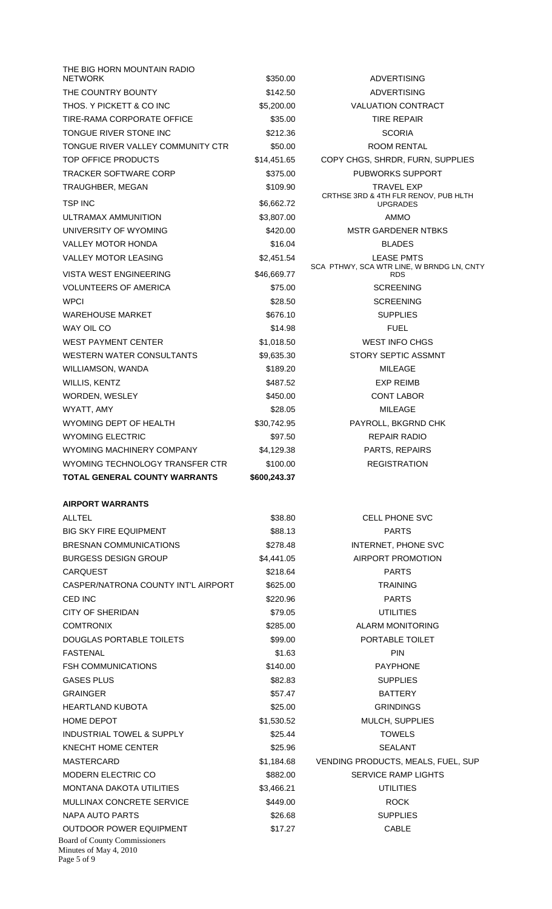| | | |
|---|---|---|
| THE BIG HORN MOUNTAIN RADIO NETWORK | $350.00 | ADVERTISING |
| THE COUNTRY BOUNTY | $142.50 | ADVERTISING |
| THOS. Y PICKETT & CO INC | $5,200.00 | VALUATION CONTRACT |
| TIRE-RAMA CORPORATE OFFICE | $35.00 | TIRE REPAIR |
| TONGUE RIVER STONE INC | $212.36 | SCORIA |
| TONGUE RIVER VALLEY COMMUNITY CTR | $50.00 | ROOM RENTAL |
| TOP OFFICE PRODUCTS | $14,451.65 | COPY CHGS, SHRDR, FURN, SUPPLIES |
| TRACKER SOFTWARE CORP | $375.00 | PUBWORKS SUPPORT |
| TRAUGHBER, MEGAN | $109.90 | TRAVEL EXP |
| TSP INC | $6,662.72 | CRTHSE 3RD & 4TH FLR RENOV, PUB HLTH UPGRADES |
| ULTRAMAX AMMUNITION | $3,807.00 | AMMO |
| UNIVERSITY OF WYOMING | $420.00 | MSTR GARDENER NTBKS |
| VALLEY MOTOR HONDA | $16.04 | BLADES |
| VALLEY MOTOR LEASING | $2,451.54 | LEASE PMTS |
| VISTA WEST ENGINEERING | $46,669.77 | SCA PTHWY, SCA WTR LINE, W BRNDG LN, CNTY RDS |
| VOLUNTEERS OF AMERICA | $75.00 | SCREENING |
| WPCI | $28.50 | SCREENING |
| WAREHOUSE MARKET | $676.10 | SUPPLIES |
| WAY OIL CO | $14.98 | FUEL |
| WEST PAYMENT CENTER | $1,018.50 | WEST INFO CHGS |
| WESTERN WATER CONSULTANTS | $9,635.30 | STORY SEPTIC ASSMNT |
| WILLIAMSON, WANDA | $189.20 | MILEAGE |
| WILLIS, KENTZ | $487.52 | EXP REIMB |
| WORDEN, WESLEY | $450.00 | CONT LABOR |
| WYATT, AMY | $28.05 | MILEAGE |
| WYOMING DEPT OF HEALTH | $30,742.95 | PAYROLL, BKGRND CHK |
| WYOMING ELECTRIC | $97.50 | REPAIR RADIO |
| WYOMING MACHINERY COMPANY | $4,129.38 | PARTS, REPAIRS |
| WYOMING TECHNOLOGY TRANSFER CTR | $100.00 | REGISTRATION |
| **TOTAL GENERAL COUNTY WARRANTS** | **$600,243.37** | |

**AIRPORT WARRANTS**

| | | |
|---|---|---|
| ALLTEL | $38.80 | CELL PHONE SVC |
| BIG SKY FIRE EQUIPMENT | $88.13 | PARTS |
| BRESNAN COMMUNICATIONS | $278.48 | INTERNET, PHONE SVC |
| BURGESS DESIGN GROUP | $4,441.05 | AIRPORT PROMOTION |
| CARQUEST | $218.64 | PARTS |
| CASPER/NATRONA COUNTY INT'L AIRPORT | $625.00 | TRAINING |
| CED INC | $220.96 | PARTS |
| CITY OF SHERIDAN | $79.05 | UTILITIES |
| COMTRONIX | $285.00 | ALARM MONITORING |
| DOUGLAS PORTABLE TOILETS | $99.00 | PORTABLE TOILET |
| FASTENAL | $1.63 | PIN |
| FSH COMMUNICATIONS | $140.00 | PAYPHONE |
| GASES PLUS | $82.83 | SUPPLIES |
| GRAINGER | $57.47 | BATTERY |
| HEARTLAND KUBOTA | $25.00 | GRINDINGS |
| HOME DEPOT | $1,530.52 | MULCH, SUPPLIES |
| INDUSTRIAL TOWEL & SUPPLY | $25.44 | TOWELS |
| KNECHT HOME CENTER | $25.96 | SEALANT |
| MASTERCARD | $1,184.68 | VENDING PRODUCTS, MEALS, FUEL, SUP |
| MODERN ELECTRIC CO | $882.00 | SERVICE RAMP LIGHTS |
| MONTANA DAKOTA UTILITIES | $3,466.21 | UTILITIES |
| MULLINAX CONCRETE SERVICE | $449.00 | ROCK |
| NAPA AUTO PARTS | $26.68 | SUPPLIES |
| OUTDOOR POWER EQUIPMENT | $17.27 | CABLE |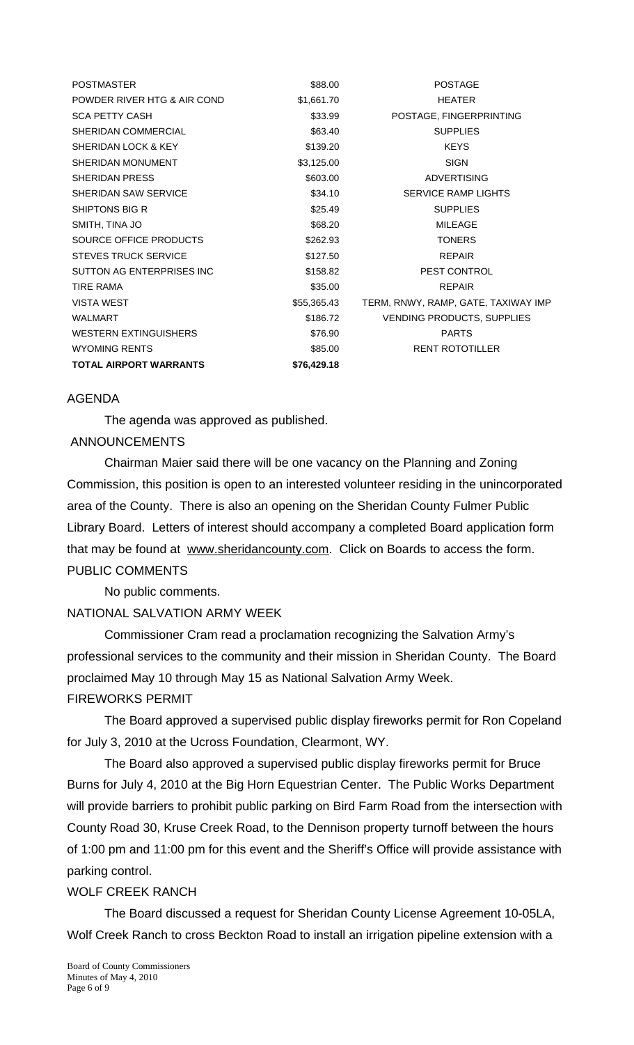| | | |
|---|---|---|
| POSTMASTER | \$88.00 | POSTAGE |
| POWDER RIVER HTG & AIR COND | \$1,661.70 | HEATER |
| SCA PETTY CASH | \$33.99 | POSTAGE, FINGERPRINTING |
| SHERIDAN COMMERCIAL | \$63.40 | SUPPLIES |
| SHERIDAN LOCK & KEY | \$139.20 | KEYS |
| SHERIDAN MONUMENT | \$3,125.00 | SIGN |
| SHERIDAN PRESS | \$603.00 | ADVERTISING |
| SHERIDAN SAW SERVICE | \$34.10 | SERVICE RAMP LIGHTS |
| SHIPTONS BIG R | \$25.49 | SUPPLIES |
| SMITH, TINA JO | \$68.20 | MILEAGE |
| SOURCE OFFICE PRODUCTS | \$262.93 | TONERS |
| STEVES TRUCK SERVICE | \$127.50 | REPAIR |
| SUTTON AG ENTERPRISES INC | \$158.82 | PEST CONTROL |
| TIRE RAMA | \$35.00 | REPAIR |
| VISTA WEST | \$55,365.43 | TERM, RNWY, RAMP, GATE, TAXIWAY IMP |
| WALMART | \$186.72 | VENDING PRODUCTS, SUPPLIES |
| WESTERN EXTINGUISHERS | \$76.90 | PARTS |
| WYOMING RENTS | \$85.00 | RENT ROTOTILLER |
| **TOTAL AIRPORT WARRANTS** | **\$76,429.18** | |

AGENDA

The agenda was approved as published.

ANNOUNCEMENTS

Chairman Maier said there will be one vacancy on the Planning and Zoning Commission, this position is open to an interested volunteer residing in the unincorporated area of the County. There is also an opening on the Sheridan County Fulmer Public Library Board. Letters of interest should accompany a completed Board application form that may be found at www.sheridancounty.com. Click on Boards to access the form.

PUBLIC COMMENTS

No public comments.

NATIONAL SALVATION ARMY WEEK

Commissioner Cram read a proclamation recognizing the Salvation Army's professional services to the community and their mission in Sheridan County. The Board proclaimed May 10 through May 15 as National Salvation Army Week.

FIREWORKS PERMIT

The Board approved a supervised public display fireworks permit for Ron Copeland for July 3, 2010 at the Ucross Foundation, Clearmont, WY.

The Board also approved a supervised public display fireworks permit for Bruce Burns for July 4, 2010 at the Big Horn Equestrian Center. The Public Works Department will provide barriers to prohibit public parking on Bird Farm Road from the intersection with County Road 30, Kruse Creek Road, to the Dennison property turnoff between the hours of 1:00 pm and 11:00 pm for this event and the Sheriff's Office will provide assistance with parking control.

WOLF CREEK RANCH

The Board discussed a request for Sheridan County License Agreement 10-05LA, Wolf Creek Ranch to cross Beckton Road to install an irrigation pipeline extension with a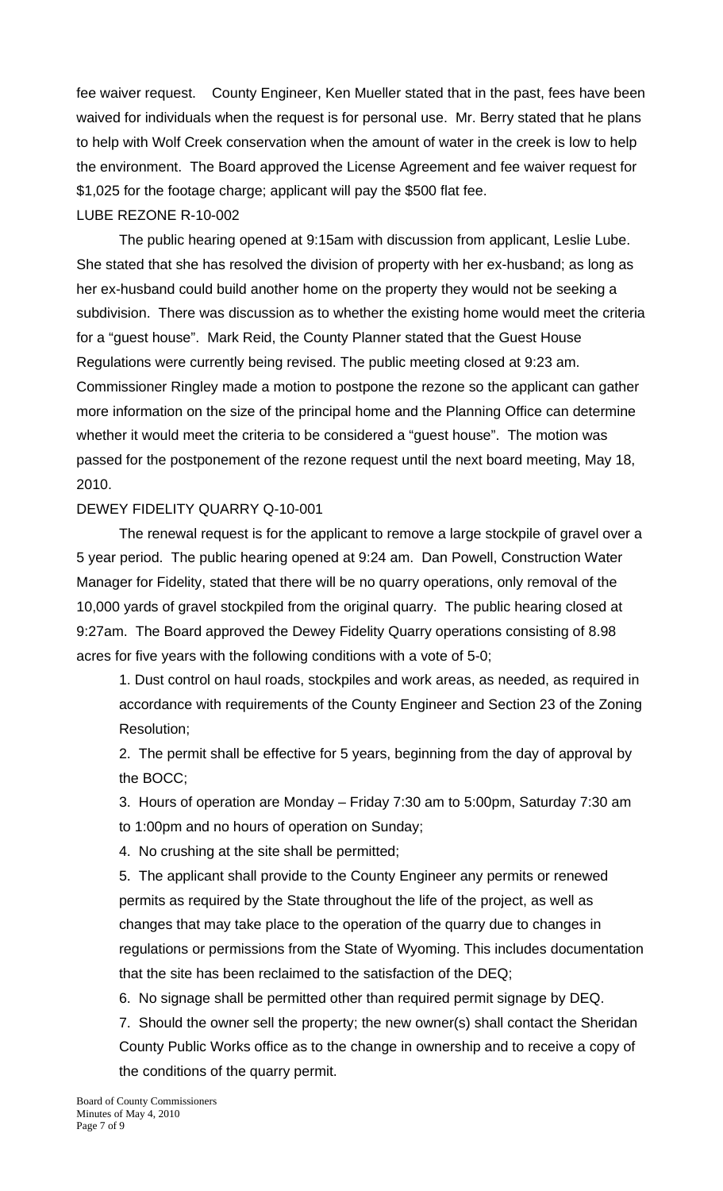fee waiver request. County Engineer, Ken Mueller stated that in the past, fees have been waived for individuals when the request is for personal use. Mr. Berry stated that he plans to help with Wolf Creek conservation when the amount of water in the creek is low to help the environment. The Board approved the License Agreement and fee waiver request for $1,025 for the footage charge; applicant will pay the $500 flat fee.

LUBE REZONE R-10-002

The public hearing opened at 9:15am with discussion from applicant, Leslie Lube. She stated that she has resolved the division of property with her ex-husband; as long as her ex-husband could build another home on the property they would not be seeking a subdivision. There was discussion as to whether the existing home would meet the criteria for a "guest house". Mark Reid, the County Planner stated that the Guest House Regulations were currently being revised. The public meeting closed at 9:23 am. Commissioner Ringley made a motion to postpone the rezone so the applicant can gather more information on the size of the principal home and the Planning Office can determine whether it would meet the criteria to be considered a "guest house". The motion was passed for the postponement of the rezone request until the next board meeting, May 18, 2010.

DEWEY FIDELITY QUARRY Q-10-001

The renewal request is for the applicant to remove a large stockpile of gravel over a 5 year period. The public hearing opened at 9:24 am. Dan Powell, Construction Water Manager for Fidelity, stated that there will be no quarry operations, only removal of the 10,000 yards of gravel stockpiled from the original quarry. The public hearing closed at 9:27am. The Board approved the Dewey Fidelity Quarry operations consisting of 8.98 acres for five years with the following conditions with a vote of 5-0;

1. Dust control on haul roads, stockpiles and work areas, as needed, as required in accordance with requirements of the County Engineer and Section 23 of the Zoning Resolution;
2. The permit shall be effective for 5 years, beginning from the day of approval by the BOCC;
3. Hours of operation are Monday – Friday 7:30 am to 5:00pm, Saturday 7:30 am to 1:00pm and no hours of operation on Sunday;
4. No crushing at the site shall be permitted;
5. The applicant shall provide to the County Engineer any permits or renewed permits as required by the State throughout the life of the project, as well as changes that may take place to the operation of the quarry due to changes in regulations or permissions from the State of Wyoming. This includes documentation that the site has been reclaimed to the satisfaction of the DEQ;
6. No signage shall be permitted other than required permit signage by DEQ.
7. Should the owner sell the property; the new owner(s) shall contact the Sheridan County Public Works office as to the change in ownership and to receive a copy of the conditions of the quarry permit.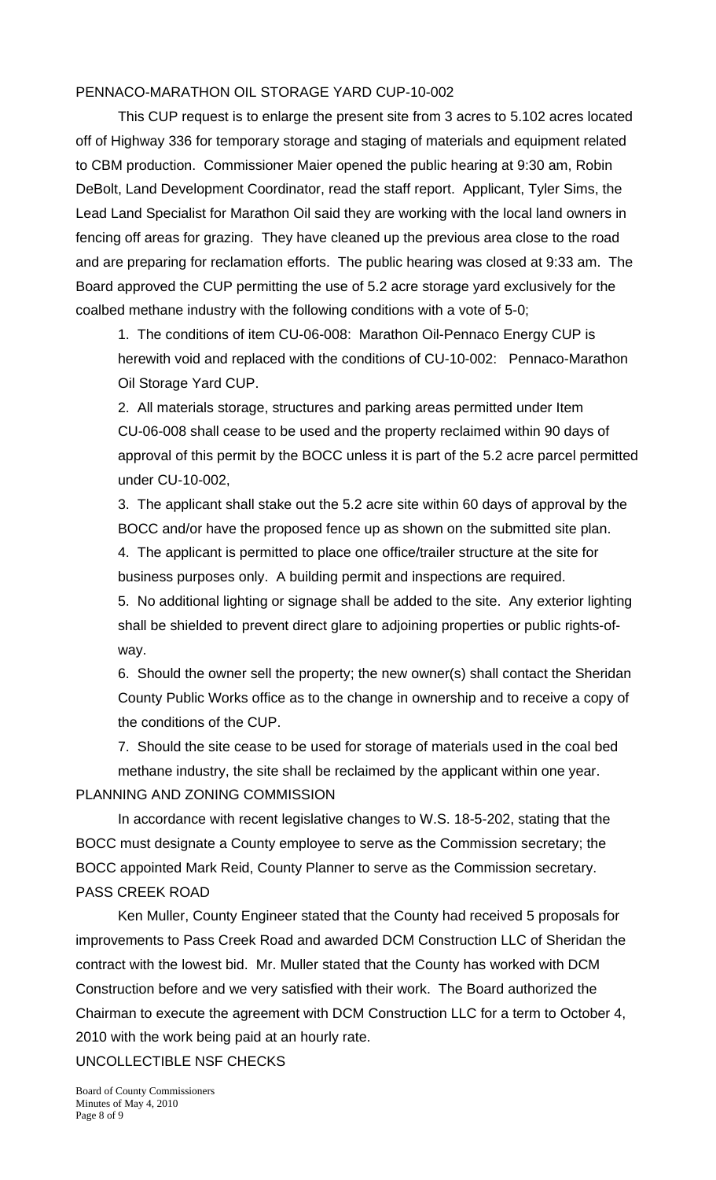## PENNACO-MARATHON OIL STORAGE YARD CUP-10-002

This CUP request is to enlarge the present site from 3 acres to 5.102 acres located off of Highway 336 for temporary storage and staging of materials and equipment related to CBM production. Commissioner Maier opened the public hearing at 9:30 am, Robin DeBolt, Land Development Coordinator, read the staff report. Applicant, Tyler Sims, the Lead Land Specialist for Marathon Oil said they are working with the local land owners in fencing off areas for grazing. They have cleaned up the previous area close to the road and are preparing for reclamation efforts. The public hearing was closed at 9:33 am. The Board approved the CUP permitting the use of 5.2 acre storage yard exclusively for the coalbed methane industry with the following conditions with a vote of 5-0;

1. The conditions of item CU-06-008: Marathon Oil-Pennaco Energy CUP is herewith void and replaced with the conditions of CU-10-002: Pennaco-Marathon Oil Storage Yard CUP.
2. All materials storage, structures and parking areas permitted under Item CU-06-008 shall cease to be used and the property reclaimed within 90 days of approval of this permit by the BOCC unless it is part of the 5.2 acre parcel permitted under CU-10-002,
3. The applicant shall stake out the 5.2 acre site within 60 days of approval by the BOCC and/or have the proposed fence up as shown on the submitted site plan.
4. The applicant is permitted to place one office/trailer structure at the site for business purposes only. A building permit and inspections are required.
5. No additional lighting or signage shall be added to the site. Any exterior lighting shall be shielded to prevent direct glare to adjoining properties or public rights-of-way.
6. Should the owner sell the property; the new owner(s) shall contact the Sheridan County Public Works office as to the change in ownership and to receive a copy of the conditions of the CUP.
7. Should the site cease to be used for storage of materials used in the coal bed methane industry, the site shall be reclaimed by the applicant within one year.

## PLANNING AND ZONING COMMISSION

In accordance with recent legislative changes to W.S. 18-5-202, stating that the BOCC must designate a County employee to serve as the Commission secretary; the BOCC appointed Mark Reid, County Planner to serve as the Commission secretary.

## PASS CREEK ROAD

Ken Muller, County Engineer stated that the County had received 5 proposals for improvements to Pass Creek Road and awarded DCM Construction LLC of Sheridan the contract with the lowest bid. Mr. Muller stated that the County has worked with DCM Construction before and we very satisfied with their work. The Board authorized the Chairman to execute the agreement with DCM Construction LLC for a term to October 4, 2010 with the work being paid at an hourly rate.

## UNCOLLECTIBLE NSF CHECKS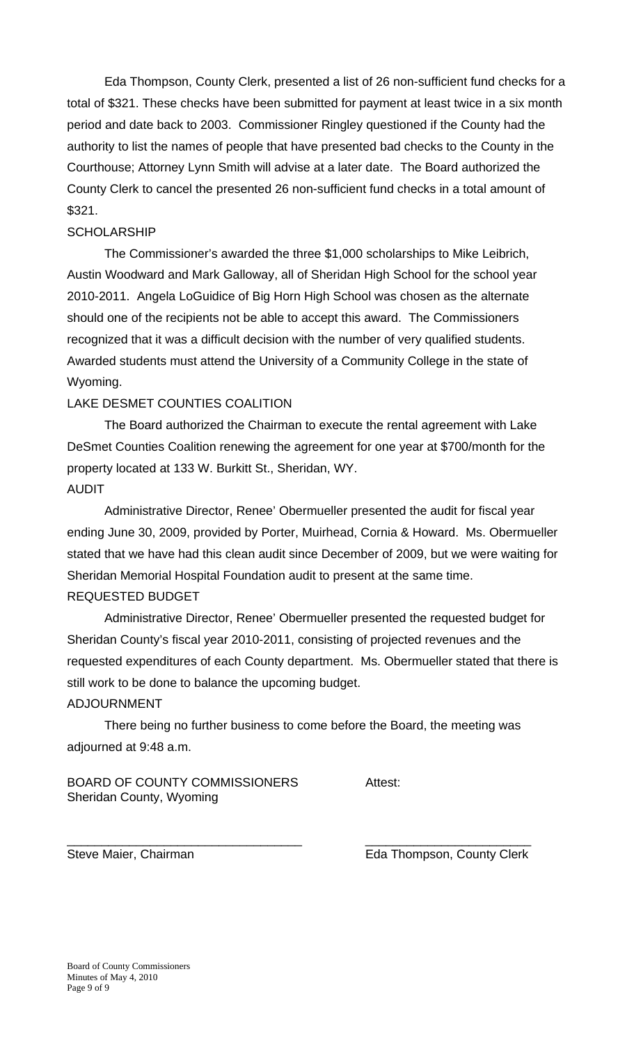Eda Thompson, County Clerk, presented a list of 26 non-sufficient fund checks for a total of $321. These checks have been submitted for payment at least twice in a six month period and date back to 2003. Commissioner Ringley questioned if the County had the authority to list the names of people that have presented bad checks to the County in the Courthouse; Attorney Lynn Smith will advise at a later date. The Board authorized the County Clerk to cancel the presented 26 non-sufficient fund checks in a total amount of $321.

SCHOLARSHIP

The Commissioner's awarded the three $1,000 scholarships to Mike Leibrich, Austin Woodward and Mark Galloway, all of Sheridan High School for the school year 2010-2011. Angela LoGuidice of Big Horn High School was chosen as the alternate should one of the recipients not be able to accept this award. The Commissioners recognized that it was a difficult decision with the number of very qualified students. Awarded students must attend the University of a Community College in the state of Wyoming.

LAKE DESMET COUNTIES COALITION

The Board authorized the Chairman to execute the rental agreement with Lake DeSmet Counties Coalition renewing the agreement for one year at $700/month for the property located at 133 W. Burkitt St., Sheridan, WY.

AUDIT

Administrative Director, Renee' Obermueller presented the audit for fiscal year ending June 30, 2009, provided by Porter, Muirhead, Cornia & Howard. Ms. Obermueller stated that we have had this clean audit since December of 2009, but we were waiting for Sheridan Memorial Hospital Foundation audit to present at the same time.

REQUESTED BUDGET

Administrative Director, Renee' Obermueller presented the requested budget for Sheridan County's fiscal year 2010-2011, consisting of projected revenues and the requested expenditures of each County department. Ms. Obermueller stated that there is still work to be done to balance the upcoming budget.

ADJOURNMENT

There being no further business to come before the Board, the meeting was adjourned at 9:48 a.m.

BOARD OF COUNTY COMMISSIONERS
Sheridan County, Wyoming

Attest:

\_\_\_\_\_\_\_\_\_\_\_\_\_\_\_\_\_\_\_\_\_\_\_\_\_\_\_\_\_\_\_\_\_\_
Steve Maier, Chairman

\_\_\_\_\_\_\_\_\_\_\_\_\_\_\_\_\_\_\_\_\_\_\_\_\_\_\_\_
Eda Thompson, County Clerk